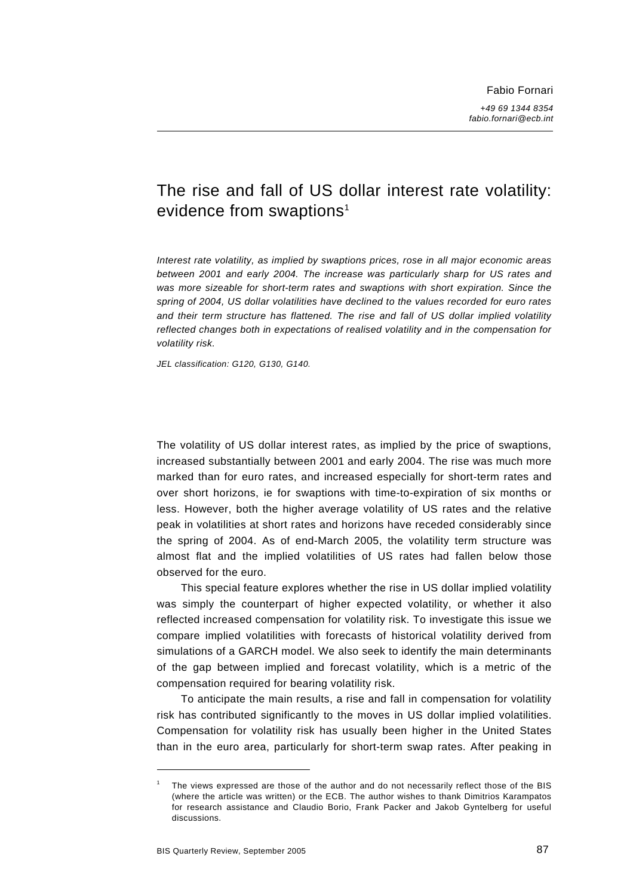Fabio Fornari

*+49 69 1344 8354*
*fabio.fornari@ecb.int*

# The rise and fall of US dollar interest rate volatility: evidence from swaptions[1]

*Interest rate volatility, as implied by swaptions prices, rose in all major economic areas between 2001 and early 2004. The increase was particularly sharp for US rates and was more sizeable for short-term rates and swaptions with short expiration. Since the spring of 2004, US dollar volatilities have declined to the values recorded for euro rates and their term structure has flattened. The rise and fall of US dollar implied volatility reflected changes both in expectations of realised volatility and in the compensation for volatility risk.*

*JEL classification: G120, G130, G140.*

The volatility of US dollar interest rates, as implied by the price of swaptions, increased substantially between 2001 and early 2004. The rise was much more marked than for euro rates, and increased especially for short-term rates and over short horizons, ie for swaptions with time-to-expiration of six months or less. However, both the higher average volatility of US rates and the relative peak in volatilities at short rates and horizons have receded considerably since the spring of 2004. As of end-March 2005, the volatility term structure was almost flat and the implied volatilities of US rates had fallen below those observed for the euro.

This special feature explores whether the rise in US dollar implied volatility was simply the counterpart of higher expected volatility, or whether it also reflected increased compensation for volatility risk. To investigate this issue we compare implied volatilities with forecasts of historical volatility derived from simulations of a GARCH model. We also seek to identify the main determinants of the gap between implied and forecast volatility, which is a metric of the compensation required for bearing volatility risk.

To anticipate the main results, a rise and fall in compensation for volatility risk has contributed significantly to the moves in US dollar implied volatilities. Compensation for volatility risk has usually been higher in the United States than in the euro area, particularly for short-term swap rates. After peaking in

---

[1] The views expressed are those of the author and do not necessarily reflect those of the BIS (where the article was written) or the ECB. The author wishes to thank Dimitrios Karampatos for research assistance and Claudio Borio, Frank Packer and Jakob Gyntelberg for useful discussions.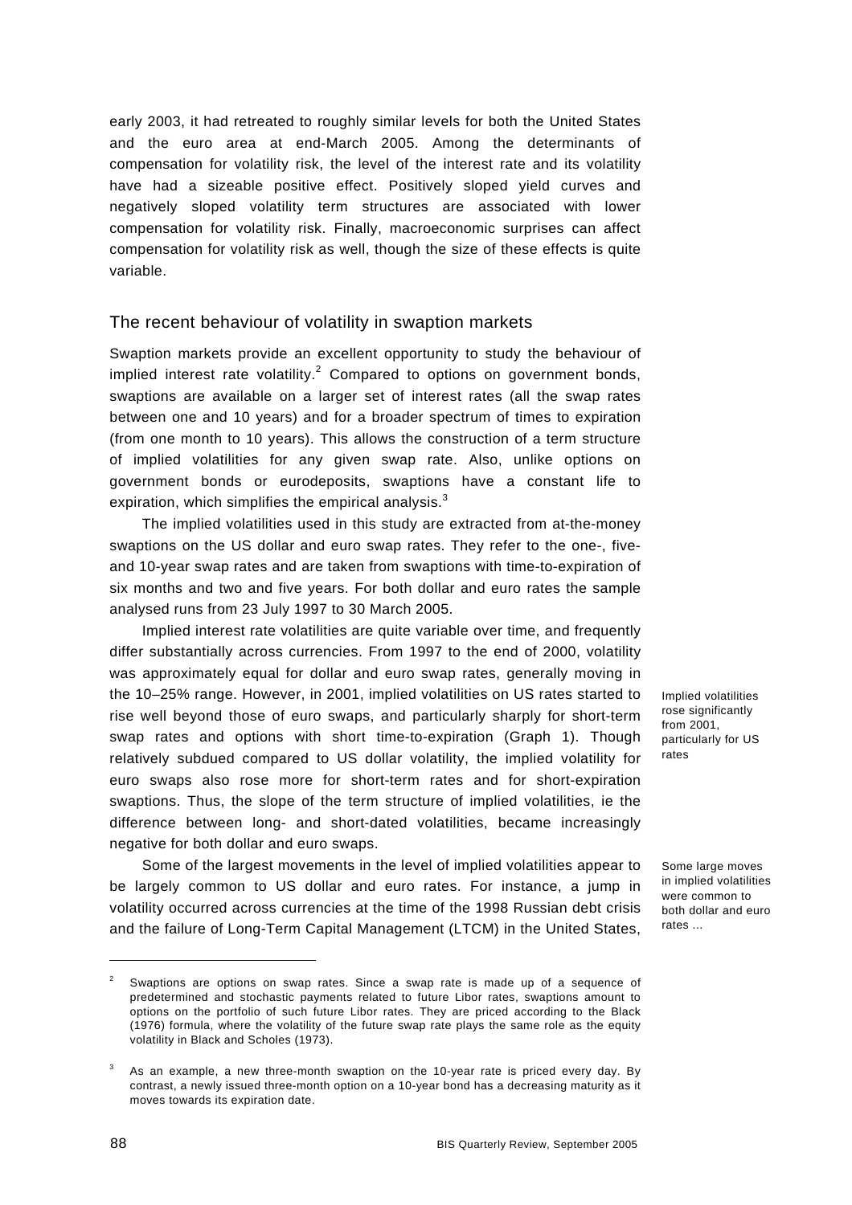early 2003, it had retreated to roughly similar levels for both the United States and the euro area at end-March 2005. Among the determinants of compensation for volatility risk, the level of the interest rate and its volatility have had a sizeable positive effect. Positively sloped yield curves and negatively sloped volatility term structures are associated with lower compensation for volatility risk. Finally, macroeconomic surprises can affect compensation for volatility risk as well, though the size of these effects is quite variable.

## The recent behaviour of volatility in swaption markets

Swaption markets provide an excellent opportunity to study the behaviour of implied interest rate volatility.[2] Compared to options on government bonds, swaptions are available on a larger set of interest rates (all the swap rates between one and 10 years) and for a broader spectrum of times to expiration (from one month to 10 years). This allows the construction of a term structure of implied volatilities for any given swap rate. Also, unlike options on government bonds or eurodeposits, swaptions have a constant life to expiration, which simplifies the empirical analysis.[3]

The implied volatilities used in this study are extracted from at-the-money swaptions on the US dollar and euro swap rates. They refer to the one-, five- and 10-year swap rates and are taken from swaptions with time-to-expiration of six months and two and five years. For both dollar and euro rates the sample analysed runs from 23 July 1997 to 30 March 2005.

Implied interest rate volatilities are quite variable over time, and frequently differ substantially across currencies. From 1997 to the end of 2000, volatility was approximately equal for dollar and euro swap rates, generally moving in the 10–25% range. However, in 2001, implied volatilities on US rates started to rise well beyond those of euro swaps, and particularly sharply for short-term swap rates and options with short time-to-expiration (Graph 1). Though relatively subdued compared to US dollar volatility, the implied volatility for euro swaps also rose more for short-term rates and for short-expiration swaptions. Thus, the slope of the term structure of implied volatilities, ie the difference between long- and short-dated volatilities, became increasingly negative for both dollar and euro swaps.

*Implied volatilities rose significantly from 2001, particularly for US rates*

Some of the largest movements in the level of implied volatilities appear to be largely common to US dollar and euro rates. For instance, a jump in volatility occurred across currencies at the time of the 1998 Russian debt crisis and the failure of Long-Term Capital Management (LTCM) in the United States,

*Some large moves in implied volatilities were common to both dollar and euro rates ...*

---

[2] Swaptions are options on swap rates. Since a swap rate is made up of a sequence of predetermined and stochastic payments related to future Libor rates, swaptions amount to options on the portfolio of such future Libor rates. They are priced according to the Black (1976) formula, where the volatility of the future swap rate plays the same role as the equity volatility in Black and Scholes (1973).

[3] As an example, a new three-month swaption on the 10-year rate is priced every day. By contrast, a newly issued three-month option on a 10-year bond has a decreasing maturity as it moves towards its expiration date.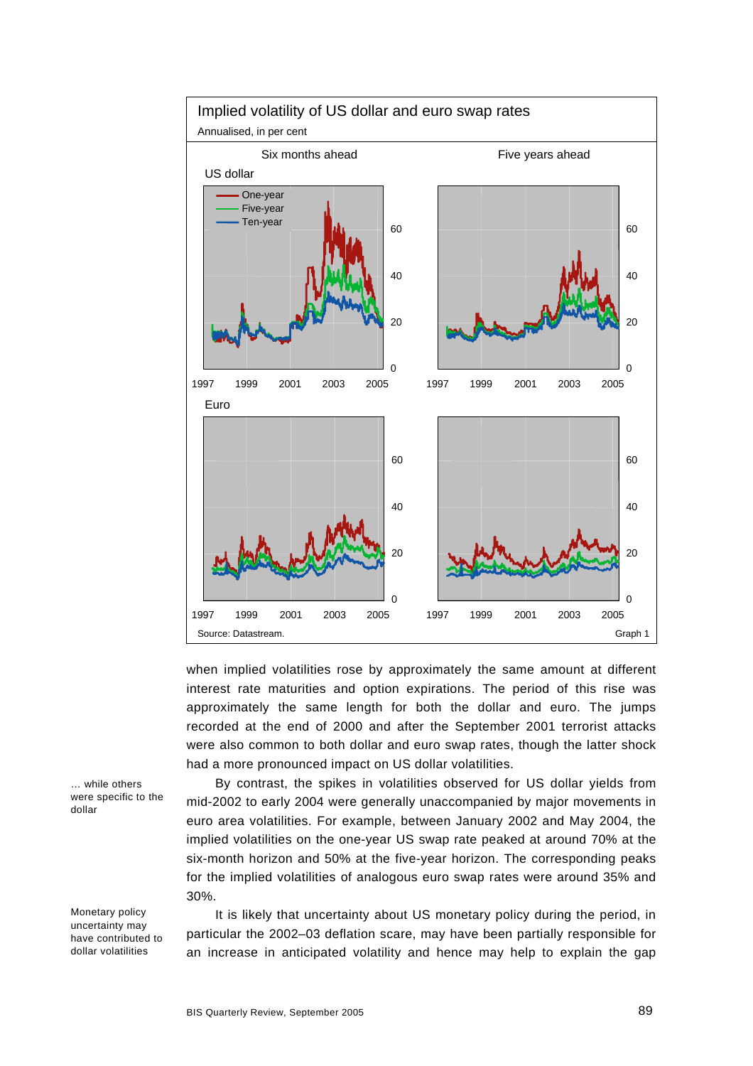**Implied volatility of US dollar and euro swap rates**

Annualised, in per cent

Six months ahead | Five years ahead

US dollar

— One-year
— Five-year
— Ten-year

Euro

Source: Datastream.

Graph 1

when implied volatilities rose by approximately the same amount at different interest rate maturities and option expirations. The period of this rise was approximately the same length for both the dollar and euro. The jumps recorded at the end of 2000 and after the September 2001 terrorist attacks were also common to both dollar and euro swap rates, though the latter shock had a more pronounced impact on US dollar volatilities.

*… while others were specific to the dollar*

By contrast, the spikes in volatilities observed for US dollar yields from mid-2002 to early 2004 were generally unaccompanied by major movements in euro area volatilities. For example, between January 2002 and May 2004, the implied volatilities on the one-year US swap rate peaked at around 70% at the six-month horizon and 50% at the five-year horizon. The corresponding peaks for the implied volatilities of analogous euro swap rates were around 35% and 30%.

*Monetary policy uncertainty may have contributed to dollar volatilities*

It is likely that uncertainty about US monetary policy during the period, in particular the 2002–03 deflation scare, may have been partially responsible for an increase in anticipated volatility and hence may help to explain the gap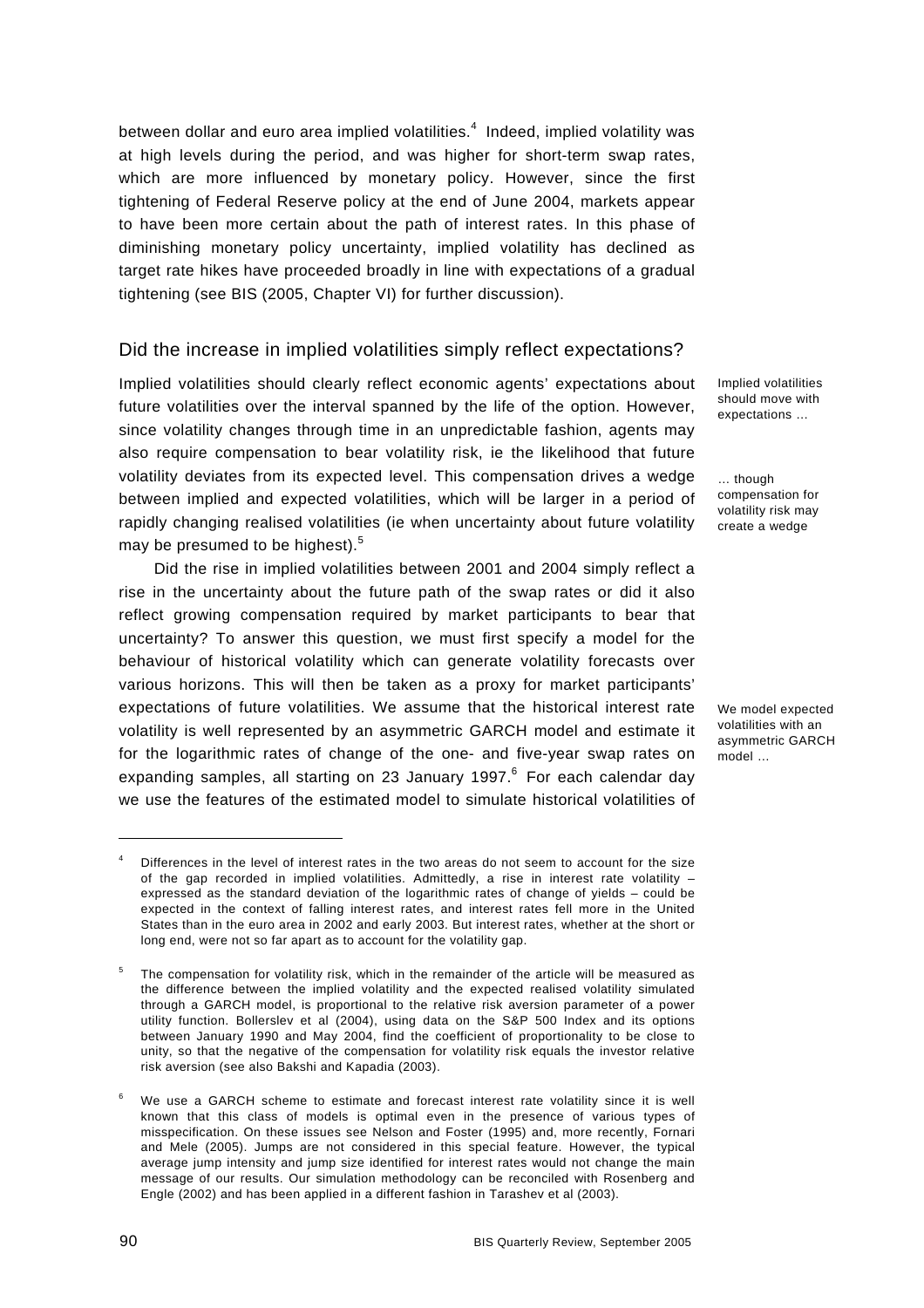between dollar and euro area implied volatilities.[4] Indeed, implied volatility was at high levels during the period, and was higher for short-term swap rates, which are more influenced by monetary policy. However, since the first tightening of Federal Reserve policy at the end of June 2004, markets appear to have been more certain about the path of interest rates. In this phase of diminishing monetary policy uncertainty, implied volatility has declined as target rate hikes have proceeded broadly in line with expectations of a gradual tightening (see BIS (2005, Chapter VI) for further discussion).

## Did the increase in implied volatilities simply reflect expectations?

Implied volatilities should move with expectations …

… though compensation for volatility risk may create a wedge

Implied volatilities should clearly reflect economic agents' expectations about future volatilities over the interval spanned by the life of the option. However, since volatility changes through time in an unpredictable fashion, agents may also require compensation to bear volatility risk, ie the likelihood that future volatility deviates from its expected level. This compensation drives a wedge between implied and expected volatilities, which will be larger in a period of rapidly changing realised volatilities (ie when uncertainty about future volatility may be presumed to be highest).[5]

We model expected volatilities with an asymmetric GARCH model …

Did the rise in implied volatilities between 2001 and 2004 simply reflect a rise in the uncertainty about the future path of the swap rates or did it also reflect growing compensation required by market participants to bear that uncertainty? To answer this question, we must first specify a model for the behaviour of historical volatility which can generate volatility forecasts over various horizons. This will then be taken as a proxy for market participants' expectations of future volatilities. We assume that the historical interest rate volatility is well represented by an asymmetric GARCH model and estimate it for the logarithmic rates of change of the one- and five-year swap rates on expanding samples, all starting on 23 January 1997.[6] For each calendar day we use the features of the estimated model to simulate historical volatilities of

---

[4] Differences in the level of interest rates in the two areas do not seem to account for the size of the gap recorded in implied volatilities. Admittedly, a rise in interest rate volatility – expressed as the standard deviation of the logarithmic rates of change of yields – could be expected in the context of falling interest rates, and interest rates fell more in the United States than in the euro area in 2002 and early 2003. But interest rates, whether at the short or long end, were not so far apart as to account for the volatility gap.

[5] The compensation for volatility risk, which in the remainder of the article will be measured as the difference between the implied volatility and the expected realised volatility simulated through a GARCH model, is proportional to the relative risk aversion parameter of a power utility function. Bollerslev et al (2004), using data on the S&P 500 Index and its options between January 1990 and May 2004, find the coefficient of proportionality to be close to unity, so that the negative of the compensation for volatility risk equals the investor relative risk aversion (see also Bakshi and Kapadia (2003).

[6] We use a GARCH scheme to estimate and forecast interest rate volatility since it is well known that this class of models is optimal even in the presence of various types of misspecification. On these issues see Nelson and Foster (1995) and, more recently, Fornari and Mele (2005). Jumps are not considered in this special feature. However, the typical average jump intensity and jump size identified for interest rates would not change the main message of our results. Our simulation methodology can be reconciled with Rosenberg and Engle (2002) and has been applied in a different fashion in Tarashev et al (2003).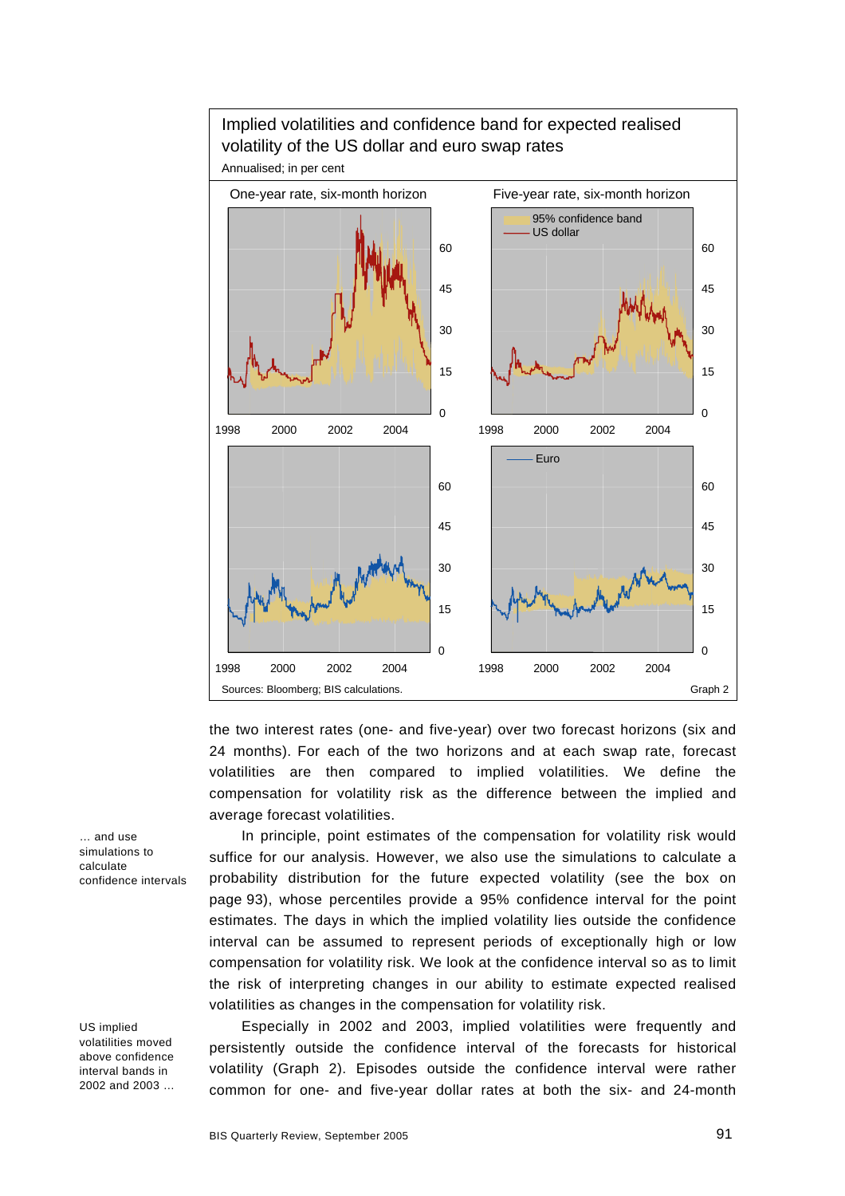**Implied volatilities and confidence band for expected realised volatility of the US dollar and euro swap rates**

Annualised; in per cent

One-year rate, six-month horizon — Five-year rate, six-month horizon

95% confidence band; US dollar; Euro

Sources: Bloomberg; BIS calculations. Graph 2

the two interest rates (one- and five-year) over two forecast horizons (six and 24 months). For each of the two horizons and at each swap rate, forecast volatilities are then compared to implied volatilities. We define the compensation for volatility risk as the difference between the implied and average forecast volatilities.

*... and use simulations to calculate confidence intervals*

In principle, point estimates of the compensation for volatility risk would suffice for our analysis. However, we also use the simulations to calculate a probability distribution for the future expected volatility (see the box on page 93), whose percentiles provide a 95% confidence interval for the point estimates. The days in which the implied volatility lies outside the confidence interval can be assumed to represent periods of exceptionally high or low compensation for volatility risk. We look at the confidence interval so as to limit the risk of interpreting changes in our ability to estimate expected realised volatilities as changes in the compensation for volatility risk.

*US implied volatilities moved above confidence interval bands in 2002 and 2003 ...*

Especially in 2002 and 2003, implied volatilities were frequently and persistently outside the confidence interval of the forecasts for historical volatility (Graph 2). Episodes outside the confidence interval were rather common for one- and five-year dollar rates at both the six- and 24-month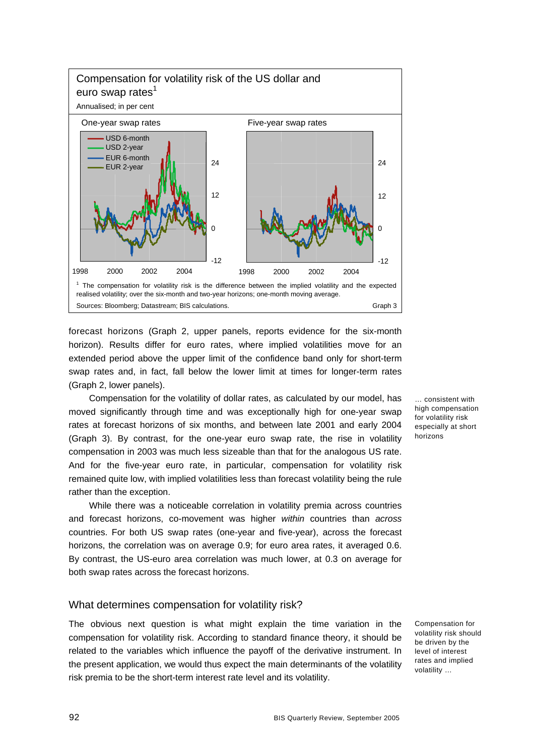**Compensation for volatility risk of the US dollar and euro swap rates**[1]

Annualised; in per cent

One-year swap rates | Five-year swap rates

[1] The compensation for volatility risk is the difference between the implied volatility and the expected realised volatility; over the six-month and two-year horizons; one-month moving average.

Sources: Bloomberg; Datastream; BIS calculations. Graph 3

forecast horizons (Graph 2, upper panels, reports evidence for the six-month horizon). Results differ for euro rates, where implied volatilities move for an extended period above the upper limit of the confidence band only for short-term swap rates and, in fact, fall below the lower limit at times for longer-term rates (Graph 2, lower panels).

*... consistent with high compensation for volatility risk especially at short horizons*

Compensation for the volatility of dollar rates, as calculated by our model, has moved significantly through time and was exceptionally high for one-year swap rates at forecast horizons of six months, and between late 2001 and early 2004 (Graph 3). By contrast, for the one-year euro swap rate, the rise in volatility compensation in 2003 was much less sizeable than that for the analogous US rate. And for the five-year euro rate, in particular, compensation for volatility risk remained quite low, with implied volatilities less than forecast volatility being the rule rather than the exception.

While there was a noticeable correlation in volatility premia across countries and forecast horizons, co-movement was higher *within* countries than *across* countries. For both US swap rates (one-year and five-year), across the forecast horizons, the correlation was on average 0.9; for euro area rates, it averaged 0.6. By contrast, the US-euro area correlation was much lower, at 0.3 on average for both swap rates across the forecast horizons.

## What determines compensation for volatility risk?

*Compensation for volatility risk should be driven by the level of interest rates and implied volatility ...*

The obvious next question is what might explain the time variation in the compensation for volatility risk. According to standard finance theory, it should be related to the variables which influence the payoff of the derivative instrument. In the present application, we would thus expect the main determinants of the volatility risk premia to be the short-term interest rate level and its volatility.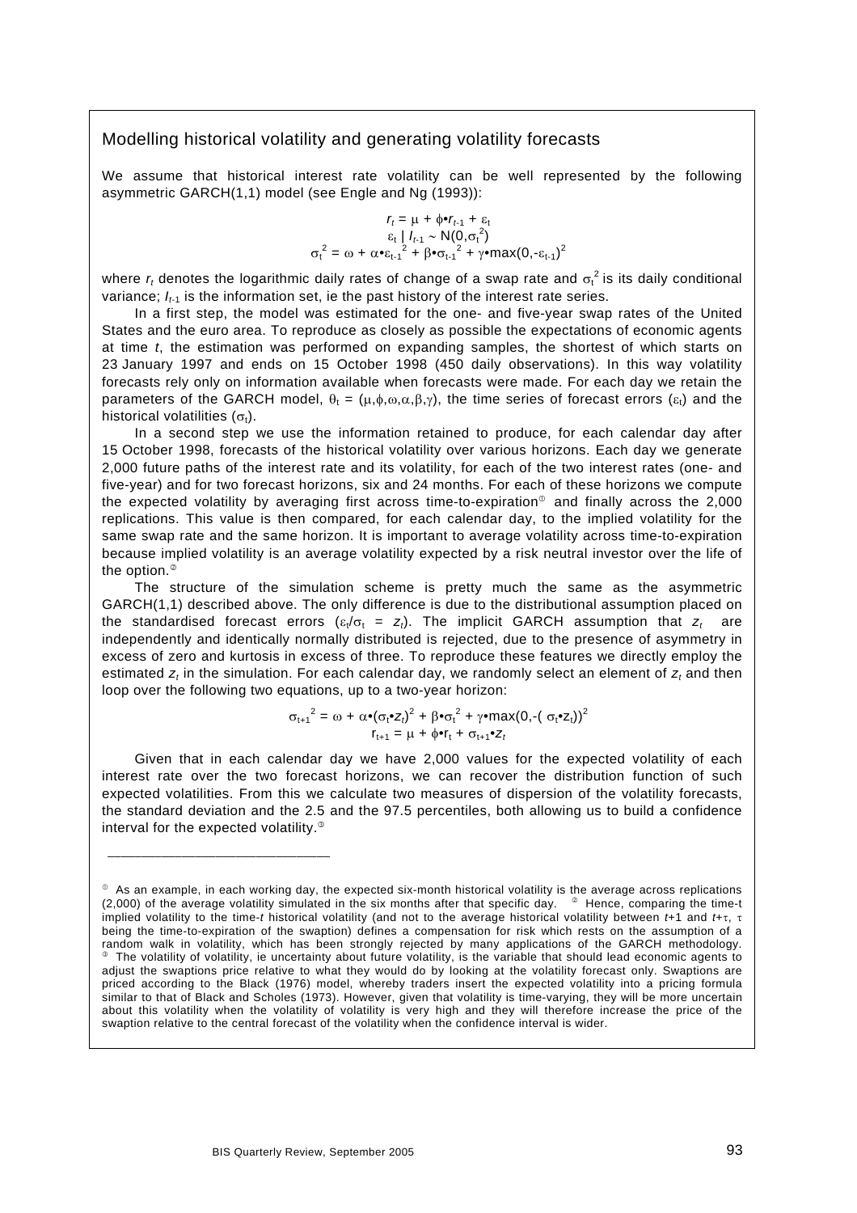## Modelling historical volatility and generating volatility forecasts

We assume that historical interest rate volatility can be well represented by the following asymmetric GARCH(1,1) model (see Engle and Ng (1993)):

$$r_t = \mu + \phi \cdot r_{t-1} + \varepsilon_t$$
$$\varepsilon_t \mid I_{t-1} \sim N(0, \sigma_t^2)$$
$$\sigma_t^2 = \omega + \alpha \cdot \varepsilon_{t-1}^2 + \beta \cdot \sigma_{t-1}^2 + \gamma \cdot \max(0, -\varepsilon_{t-1})^2$$

where $r_t$ denotes the logarithmic daily rates of change of a swap rate and $\sigma_t^2$ is its daily conditional variance; $I_{t-1}$ is the information set, ie the past history of the interest rate series.

In a first step, the model was estimated for the one- and five-year swap rates of the United States and the euro area. To reproduce as closely as possible the expectations of economic agents at time $t$, the estimation was performed on expanding samples, the shortest of which starts on 23 January 1997 and ends on 15 October 1998 (450 daily observations). In this way volatility forecasts rely only on information available when forecasts were made. For each day we retain the parameters of the GARCH model, $\theta_t = (\mu, \phi, \omega, \alpha, \beta, \gamma)$, the time series of forecast errors ($\varepsilon_t$) and the historical volatilities ($\sigma_t$).

In a second step we use the information retained to produce, for each calendar day after 15 October 1998, forecasts of the historical volatility over various horizons. Each day we generate 2,000 future paths of the interest rate and its volatility, for each of the two interest rates (one- and five-year) and for two forecast horizons, six and 24 months. For each of these horizons we compute the expected volatility by averaging first across time-to-expiration[1] and finally across the 2,000 replications. This value is then compared, for each calendar day, to the implied volatility for the same swap rate and the same horizon. It is important to average volatility across time-to-expiration because implied volatility is an average volatility expected by a risk neutral investor over the life of the option.[2]

The structure of the simulation scheme is pretty much the same as the asymmetric GARCH(1,1) described above. The only difference is due to the distributional assumption placed on the standardised forecast errors ($\varepsilon_t/\sigma_t = z_t$). The implicit GARCH assumption that $z_t$ are independently and identically normally distributed is rejected, due to the presence of asymmetry in excess of zero and kurtosis in excess of three. To reproduce these features we directly employ the estimated $z_t$ in the simulation. For each calendar day, we randomly select an element of $z_t$ and then loop over the following two equations, up to a two-year horizon:

$$\sigma_{t+1}^2 = \omega + \alpha \cdot (\sigma_t \cdot z_t)^2 + \beta \cdot \sigma_t^2 + \gamma \cdot \max(0, -(\sigma_t \cdot z_t))^2$$
$$r_{t+1} = \mu + \phi \cdot r_t + \sigma_{t+1} \cdot z_t$$

Given that in each calendar day we have 2,000 values for the expected volatility of each interest rate over the two forecast horizons, we can recover the distribution function of such expected volatilities. From this we calculate two measures of dispersion of the volatility forecasts, the standard deviation and the 2.5 and the 97.5 percentiles, both allowing us to build a confidence interval for the expected volatility.[3]

---

[1] As an example, in each working day, the expected six-month historical volatility is the average across replications (2,000) of the average volatility simulated in the six months after that specific day. [2] Hence, comparing the time-t implied volatility to the time-$t$ historical volatility (and not to the average historical volatility between $t$+1 and $t$+$\tau$, $\tau$ being the time-to-expiration of the swaption) defines a compensation for risk which rests on the assumption of a random walk in volatility, which has been strongly rejected by many applications of the GARCH methodology. [3] The volatility of volatility, ie uncertainty about future volatility, is the variable that should lead economic agents to adjust the swaptions price relative to what they would do by looking at the volatility forecast only. Swaptions are priced according to the Black (1976) model, whereby traders insert the expected volatility into a pricing formula similar to that of Black and Scholes (1973). However, given that volatility is time-varying, they will be more uncertain about this volatility when the volatility of volatility is very high and they will therefore increase the price of the swaption relative to the central forecast of the volatility when the confidence interval is wider.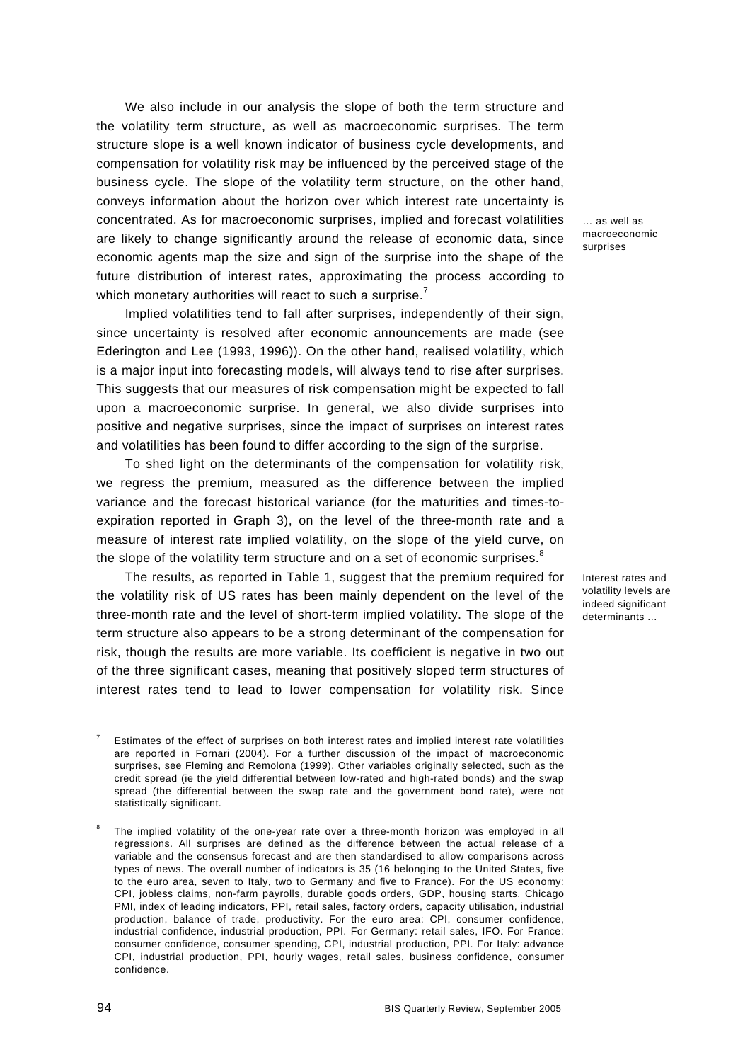We also include in our analysis the slope of both the term structure and the volatility term structure, as well as macroeconomic surprises. The term structure slope is a well known indicator of business cycle developments, and compensation for volatility risk may be influenced by the perceived stage of the business cycle. The slope of the volatility term structure, on the other hand, conveys information about the horizon over which interest rate uncertainty is concentrated. As for macroeconomic surprises, implied and forecast volatilities are likely to change significantly around the release of economic data, since economic agents map the size and sign of the surprise into the shape of the future distribution of interest rates, approximating the process according to which monetary authorities will react to such a surprise.[7]

*… as well as macroeconomic surprises*

Implied volatilities tend to fall after surprises, independently of their sign, since uncertainty is resolved after economic announcements are made (see Ederington and Lee (1993, 1996)). On the other hand, realised volatility, which is a major input into forecasting models, will always tend to rise after surprises. This suggests that our measures of risk compensation might be expected to fall upon a macroeconomic surprise. In general, we also divide surprises into positive and negative surprises, since the impact of surprises on interest rates and volatilities has been found to differ according to the sign of the surprise.

To shed light on the determinants of the compensation for volatility risk, we regress the premium, measured as the difference between the implied variance and the forecast historical variance (for the maturities and times-to-expiration reported in Graph 3), on the level of the three-month rate and a measure of interest rate implied volatility, on the slope of the yield curve, on the slope of the volatility term structure and on a set of economic surprises.[8]

The results, as reported in Table 1, suggest that the premium required for the volatility risk of US rates has been mainly dependent on the level of the three-month rate and the level of short-term implied volatility. The slope of the term structure also appears to be a strong determinant of the compensation for risk, though the results are more variable. Its coefficient is negative in two out of the three significant cases, meaning that positively sloped term structures of interest rates tend to lead to lower compensation for volatility risk. Since

*Interest rates and volatility levels are indeed significant determinants …*

---

[7] Estimates of the effect of surprises on both interest rates and implied interest rate volatilities are reported in Fornari (2004). For a further discussion of the impact of macroeconomic surprises, see Fleming and Remolona (1999). Other variables originally selected, such as the credit spread (ie the yield differential between low-rated and high-rated bonds) and the swap spread (the differential between the swap rate and the government bond rate), were not statistically significant.

[8] The implied volatility of the one-year rate over a three-month horizon was employed in all regressions. All surprises are defined as the difference between the actual release of a variable and the consensus forecast and are then standardised to allow comparisons across types of news. The overall number of indicators is 35 (16 belonging to the United States, five to the euro area, seven to Italy, two to Germany and five to France). For the US economy: CPI, jobless claims, non-farm payrolls, durable goods orders, GDP, housing starts, Chicago PMI, index of leading indicators, PPI, retail sales, factory orders, capacity utilisation, industrial production, balance of trade, productivity. For the euro area: CPI, consumer confidence, industrial confidence, industrial production, PPI. For Germany: retail sales, IFO. For France: consumer confidence, consumer spending, CPI, industrial production, PPI. For Italy: advance CPI, industrial production, PPI, hourly wages, retail sales, business confidence, consumer confidence.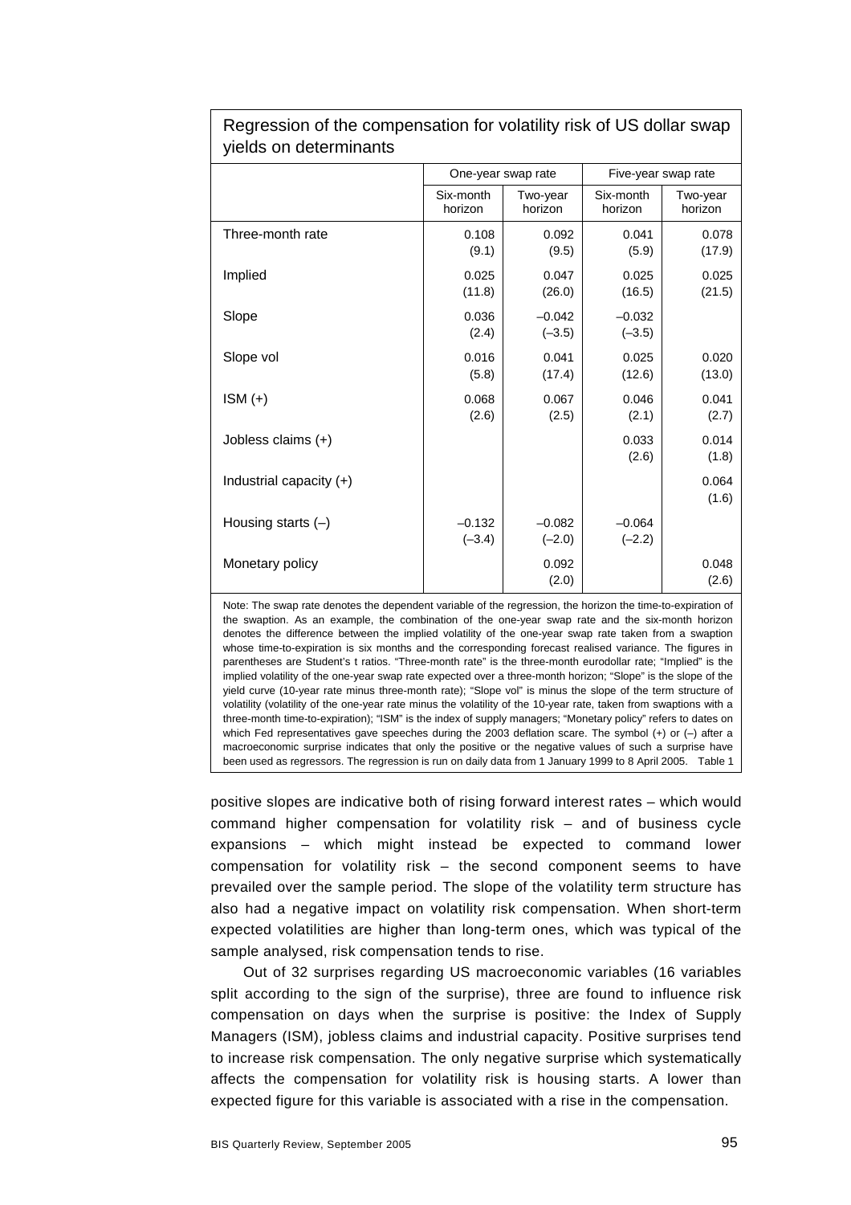Regression of the compensation for volatility risk of US dollar swap yields on determinants

| | One-year swap rate | | Five-year swap rate | |
|---|---|---|---|---|
| | Six-month horizon | Two-year horizon | Six-month horizon | Two-year horizon |
| Three-month rate | 0.108 (9.1) | 0.092 (9.5) | 0.041 (5.9) | 0.078 (17.9) |
| Implied | 0.025 (11.8) | 0.047 (26.0) | 0.025 (16.5) | 0.025 (21.5) |
| Slope | 0.036 (2.4) | –0.042 (–3.5) | –0.032 (–3.5) | |
| Slope vol | 0.016 (5.8) | 0.041 (17.4) | 0.025 (12.6) | 0.020 (13.0) |
| ISM (+) | 0.068 (2.6) | 0.067 (2.5) | 0.046 (2.1) | 0.041 (2.7) |
| Jobless claims (+) | | | 0.033 (2.6) | 0.014 (1.8) |
| Industrial capacity (+) | | | | 0.064 (1.6) |
| Housing starts (–) | –0.132 (–3.4) | –0.082 (–2.0) | –0.064 (–2.2) | |
| Monetary policy | | 0.092 (2.0) | | 0.048 (2.6) |

Note: The swap rate denotes the dependent variable of the regression, the horizon the time-to-expiration of the swaption. As an example, the combination of the one-year swap rate and the six-month horizon denotes the difference between the implied volatility of the one-year swap rate taken from a swaption whose time-to-expiration is six months and the corresponding forecast realised variance. The figures in parentheses are Student's t ratios. "Three-month rate" is the three-month eurodollar rate; "Implied" is the implied volatility of the one-year swap rate expected over a three-month horizon; "Slope" is the slope of the yield curve (10-year rate minus three-month rate); "Slope vol" is minus the slope of the term structure of volatility (volatility of the one-year rate minus the volatility of the 10-year rate, taken from swaptions with a three-month time-to-expiration); "ISM" is the index of supply managers; "Monetary policy" refers to dates on which Fed representatives gave speeches during the 2003 deflation scare. The symbol (+) or (–) after a macroeconomic surprise indicates that only the positive or the negative values of such a surprise have been used as regressors. The regression is run on daily data from 1 January 1999 to 8 April 2005. Table 1

positive slopes are indicative both of rising forward interest rates – which would command higher compensation for volatility risk – and of business cycle expansions – which might instead be expected to command lower compensation for volatility risk – the second component seems to have prevailed over the sample period. The slope of the volatility term structure has also had a negative impact on volatility risk compensation. When short-term expected volatilities are higher than long-term ones, which was typical of the sample analysed, risk compensation tends to rise.

Out of 32 surprises regarding US macroeconomic variables (16 variables split according to the sign of the surprise), three are found to influence risk compensation on days when the surprise is positive: the Index of Supply Managers (ISM), jobless claims and industrial capacity. Positive surprises tend to increase risk compensation. The only negative surprise which systematically affects the compensation for volatility risk is housing starts. A lower than expected figure for this variable is associated with a rise in the compensation.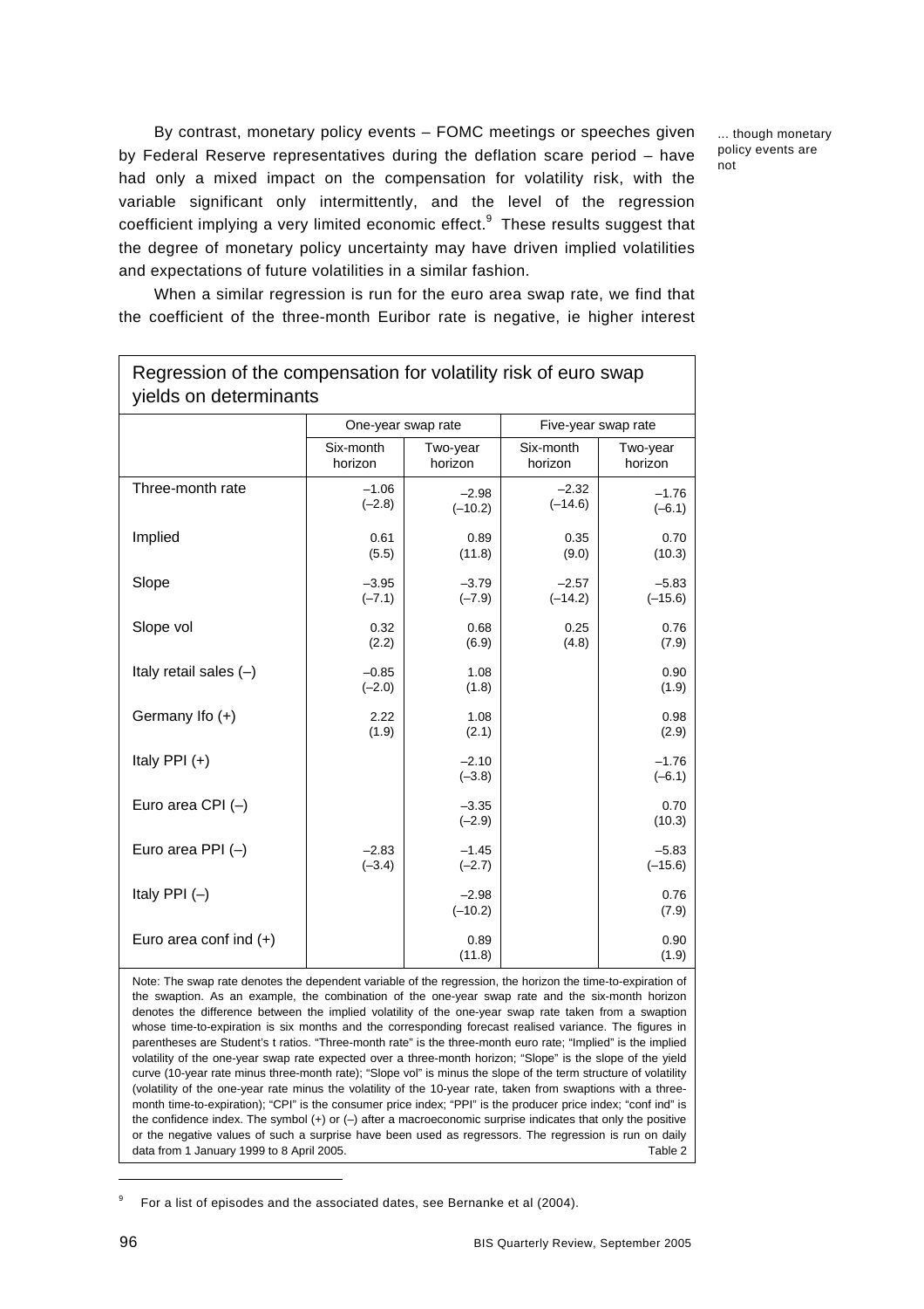By contrast, monetary policy events – FOMC meetings or speeches given by Federal Reserve representatives during the deflation scare period – have had only a mixed impact on the compensation for volatility risk, with the variable significant only intermittently, and the level of the regression coefficient implying a very limited economic effect.[9] These results suggest that the degree of monetary policy uncertainty may have driven implied volatilities and expectations of future volatilities in a similar fashion.

... though monetary policy events are not

When a similar regression is run for the euro area swap rate, we find that the coefficient of the three-month Euribor rate is negative, ie higher interest

**Regression of the compensation for volatility risk of euro swap yields on determinants**

| | One-year swap rate | | Five-year swap rate | |
|---|---|---|---|---|
| | Six-month horizon | Two-year horizon | Six-month horizon | Two-year horizon |
| Three-month rate | –1.06 (–2.8) | –2.98 (–10.2) | –2.32 (–14.6) | –1.76 (–6.1) |
| Implied | 0.61 (5.5) | 0.89 (11.8) | 0.35 (9.0) | 0.70 (10.3) |
| Slope | –3.95 (–7.1) | –3.79 (–7.9) | –2.57 (–14.2) | –5.83 (–15.6) |
| Slope vol | 0.32 (2.2) | 0.68 (6.9) | 0.25 (4.8) | 0.76 (7.9) |
| Italy retail sales (–) | –0.85 (–2.0) | 1.08 (1.8) | | 0.90 (1.9) |
| Germany Ifo (+) | 2.22 (1.9) | 1.08 (2.1) | | 0.98 (2.9) |
| Italy PPI (+) | | –2.10 (–3.8) | | –1.76 (–6.1) |
| Euro area CPI (–) | | –3.35 (–2.9) | | 0.70 (10.3) |
| Euro area PPI (–) | –2.83 (–3.4) | –1.45 (–2.7) | | –5.83 (–15.6) |
| Italy PPI (–) | | –2.98 (–10.2) | | 0.76 (7.9) |
| Euro area conf ind (+) | | 0.89 (11.8) | | 0.90 (1.9) |

Note: The swap rate denotes the dependent variable of the regression, the horizon the time-to-expiration of the swaption. As an example, the combination of the one-year swap rate and the six-month horizon denotes the difference between the implied volatility of the one-year swap rate taken from a swaption whose time-to-expiration is six months and the corresponding forecast realised variance. The figures in parentheses are Student's t ratios. "Three-month rate" is the three-month euro rate; "Implied" is the implied volatility of the one-year swap rate expected over a three-month horizon; "Slope" is the slope of the yield curve (10-year rate minus three-month rate); "Slope vol" is minus the slope of the term structure of volatility (volatility of the one-year rate minus the volatility of the 10-year rate, taken from swaptions with a three-month time-to-expiration); "CPI" is the consumer price index; "PPI" is the producer price index; "conf ind" is the confidence index. The symbol (+) or (–) after a macroeconomic surprise indicates that only the positive or the negative values of such a surprise have been used as regressors. The regression is run on daily data from 1 January 1999 to 8 April 2005.

Table 2

[9] For a list of episodes and the associated dates, see Bernanke et al (2004).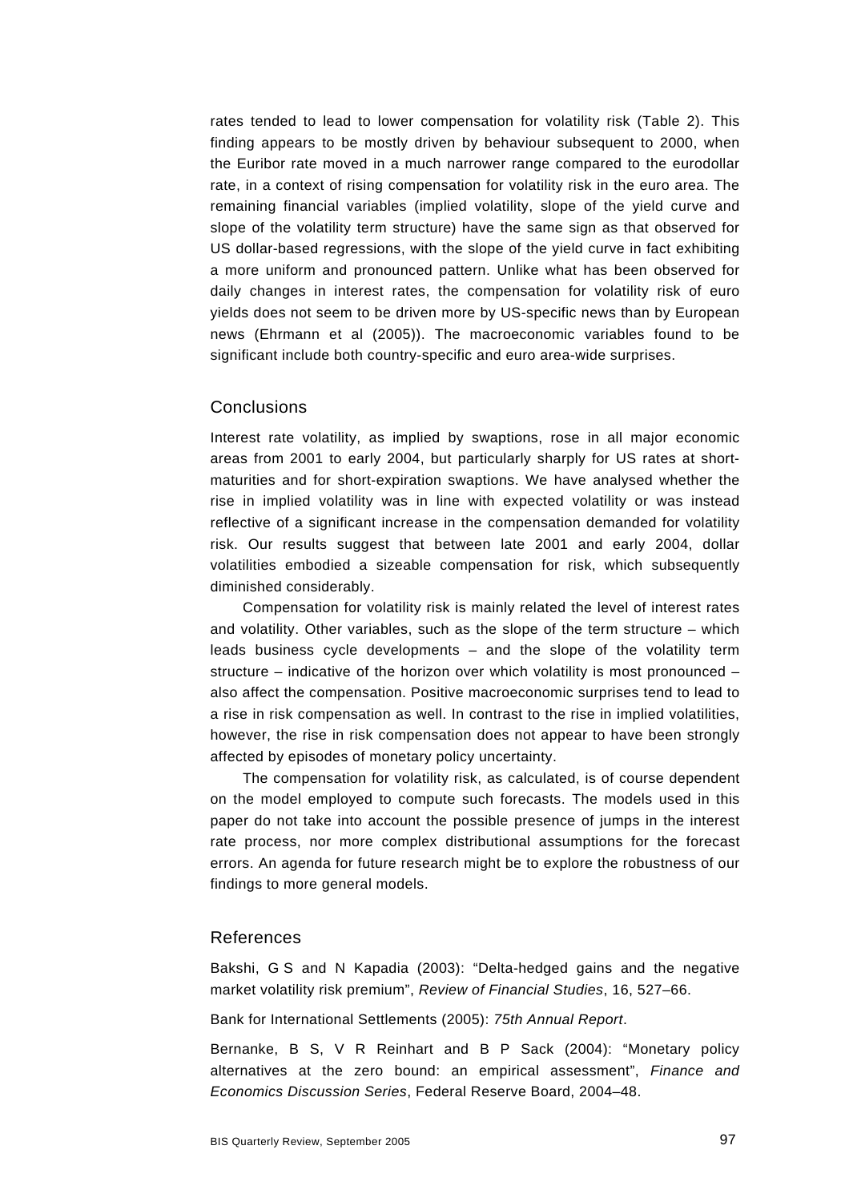rates tended to lead to lower compensation for volatility risk (Table 2). This finding appears to be mostly driven by behaviour subsequent to 2000, when the Euribor rate moved in a much narrower range compared to the eurodollar rate, in a context of rising compensation for volatility risk in the euro area. The remaining financial variables (implied volatility, slope of the yield curve and slope of the volatility term structure) have the same sign as that observed for US dollar-based regressions, with the slope of the yield curve in fact exhibiting a more uniform and pronounced pattern. Unlike what has been observed for daily changes in interest rates, the compensation for volatility risk of euro yields does not seem to be driven more by US-specific news than by European news (Ehrmann et al (2005)). The macroeconomic variables found to be significant include both country-specific and euro area-wide surprises.

## Conclusions

Interest rate volatility, as implied by swaptions, rose in all major economic areas from 2001 to early 2004, but particularly sharply for US rates at short-maturities and for short-expiration swaptions. We have analysed whether the rise in implied volatility was in line with expected volatility or was instead reflective of a significant increase in the compensation demanded for volatility risk. Our results suggest that between late 2001 and early 2004, dollar volatilities embodied a sizeable compensation for risk, which subsequently diminished considerably.

Compensation for volatility risk is mainly related the level of interest rates and volatility. Other variables, such as the slope of the term structure – which leads business cycle developments – and the slope of the volatility term structure – indicative of the horizon over which volatility is most pronounced – also affect the compensation. Positive macroeconomic surprises tend to lead to a rise in risk compensation as well. In contrast to the rise in implied volatilities, however, the rise in risk compensation does not appear to have been strongly affected by episodes of monetary policy uncertainty.

The compensation for volatility risk, as calculated, is of course dependent on the model employed to compute such forecasts. The models used in this paper do not take into account the possible presence of jumps in the interest rate process, nor more complex distributional assumptions for the forecast errors. An agenda for future research might be to explore the robustness of our findings to more general models.

## References

Bakshi, G S and N Kapadia (2003): "Delta-hedged gains and the negative market volatility risk premium", *Review of Financial Studies*, 16, 527–66.

Bank for International Settlements (2005): *75th Annual Report*.

Bernanke, B S, V R Reinhart and B P Sack (2004): "Monetary policy alternatives at the zero bound: an empirical assessment", *Finance and Economics Discussion Series*, Federal Reserve Board, 2004–48.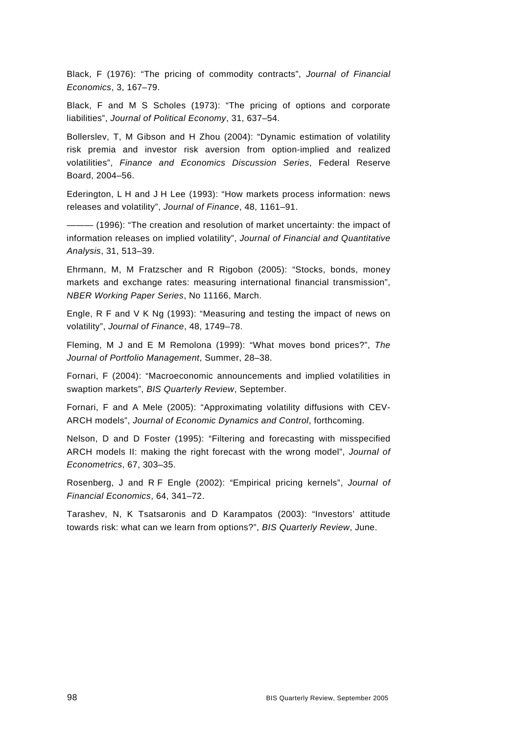Black, F (1976): "The pricing of commodity contracts", *Journal of Financial Economics*, 3, 167–79.

Black, F and M S Scholes (1973): "The pricing of options and corporate liabilities", *Journal of Political Economy*, 31, 637–54.

Bollerslev, T, M Gibson and H Zhou (2004): "Dynamic estimation of volatility risk premia and investor risk aversion from option-implied and realized volatilities", *Finance and Economics Discussion Series*, Federal Reserve Board, 2004–56.

Ederington, L H and J H Lee (1993): "How markets process information: news releases and volatility", *Journal of Finance*, 48, 1161–91.

——— (1996): "The creation and resolution of market uncertainty: the impact of information releases on implied volatility", *Journal of Financial and Quantitative Analysis*, 31, 513–39.

Ehrmann, M, M Fratzscher and R Rigobon (2005): "Stocks, bonds, money markets and exchange rates: measuring international financial transmission", *NBER Working Paper Series*, No 11166, March.

Engle, R F and V K Ng (1993): "Measuring and testing the impact of news on volatility", *Journal of Finance*, 48, 1749–78.

Fleming, M J and E M Remolona (1999): "What moves bond prices?", *The Journal of Portfolio Management*, Summer, 28–38.

Fornari, F (2004): "Macroeconomic announcements and implied volatilities in swaption markets", *BIS Quarterly Review*, September.

Fornari, F and A Mele (2005): "Approximating volatility diffusions with CEV-ARCH models", *Journal of Economic Dynamics and Control*, forthcoming.

Nelson, D and D Foster (1995): "Filtering and forecasting with misspecified ARCH models II: making the right forecast with the wrong model", *Journal of Econometrics*, 67, 303–35.

Rosenberg, J and R F Engle (2002): "Empirical pricing kernels", *Journal of Financial Economics*, 64, 341–72.

Tarashev, N, K Tsatsaronis and D Karampatos (2003): "Investors' attitude towards risk: what can we learn from options?", *BIS Quarterly Review*, June.